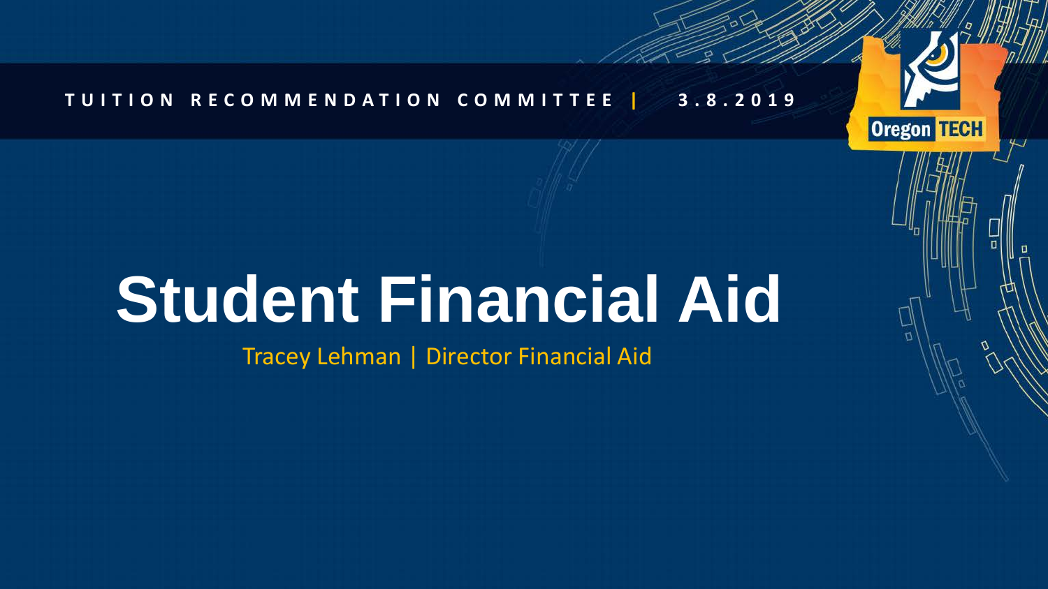TUITION RECOMMENDATION COMMITTEE | 3.8.2019

# Student Financial Aid

Tracey Lehman | Director Financial Aid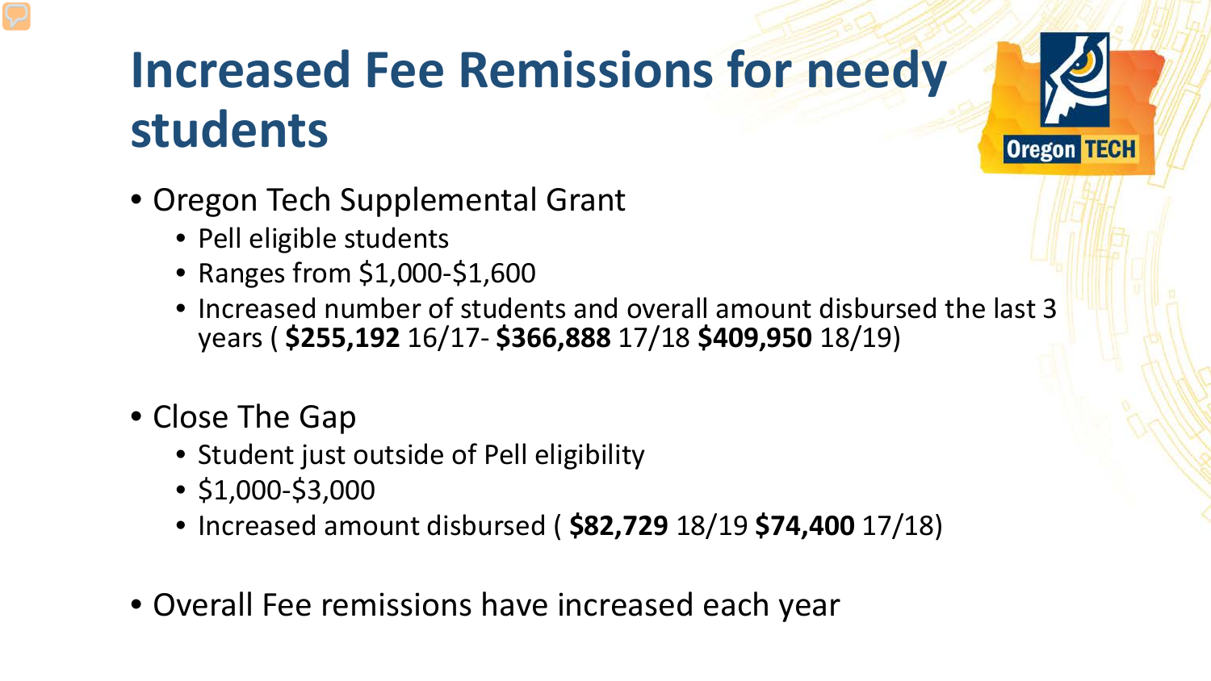# Increased Fee Remissions for needy students

- Oregon Tech Supplemental Grant
  - Pell eligible students
  - Ranges from $1,000-$1,600
  - Increased number of students and overall amount disbursed the last 3 years ( **$255,192** 16/17- **$366,888** 17/18 **$409,950** 18/19)
- Close The Gap
  - Student just outside of Pell eligibility
  - $1,000-$3,000
  - Increased amount disbursed ( **$82,729** 18/19 **$74,400** 17/18)
- Overall Fee remissions have increased each year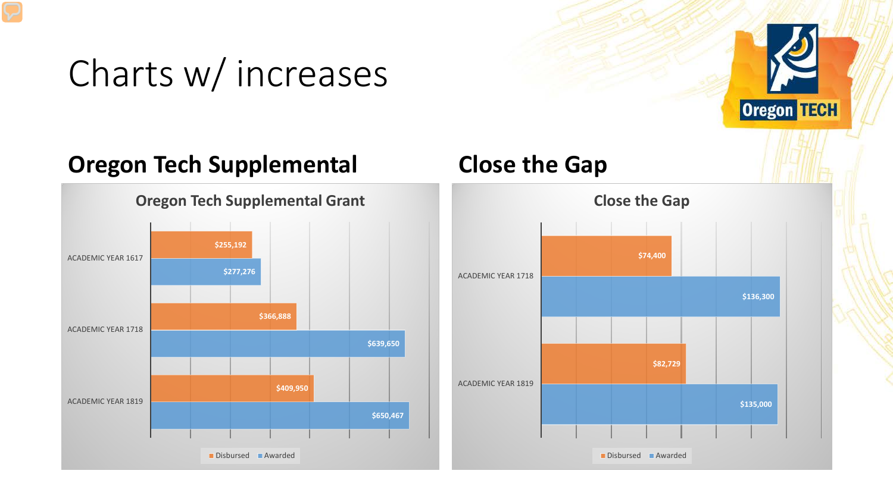# Charts w/ increases

## Oregon Tech Supplemental

**Oregon Tech Supplemental Grant**

| | Disbursed | Awarded |
|---|---|---|
| ACADEMIC YEAR 1617 | $255,192 | $277,276 |
| ACADEMIC YEAR 1718 | $366,888 | $639,650 |
| ACADEMIC YEAR 1819 | $409,950 | $650,467 |

## Close the Gap

**Close the Gap**

| | Disbursed | Awarded |
|---|---|---|
| ACADEMIC YEAR 1718 | $74,400 | $136,300 |
| ACADEMIC YEAR 1819 | $82,729 | $135,000 |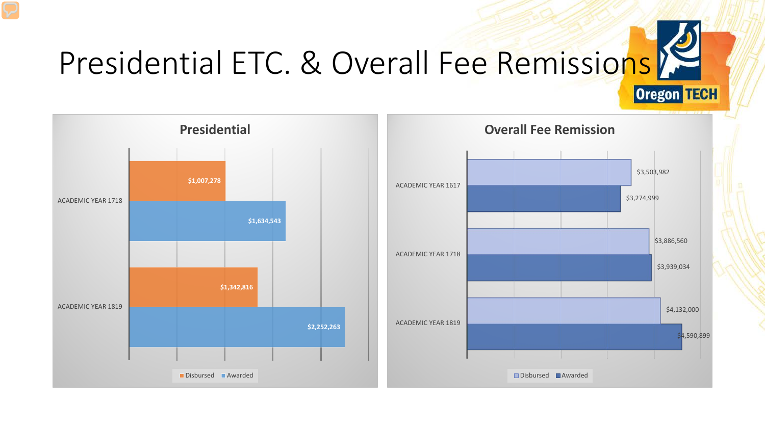# Presidential ETC. & Overall Fee Remissions

## Presidential

| | Disbursed | Awarded |
|---|---|---|
| ACADEMIC YEAR 1718 | $1,007,278 | $1,634,543 |
| ACADEMIC YEAR 1819 | $1,342,816 | $2,252,263 |

## Overall Fee Remission

| | Disbursed | Awarded |
|---|---|---|
| ACADEMIC YEAR 1617 | $3,503,982 | $3,274,999 |
| ACADEMIC YEAR 1718 | $3,886,560 | $3,939,034 |
| ACADEMIC YEAR 1819 | $4,132,000 | $4,590,899 |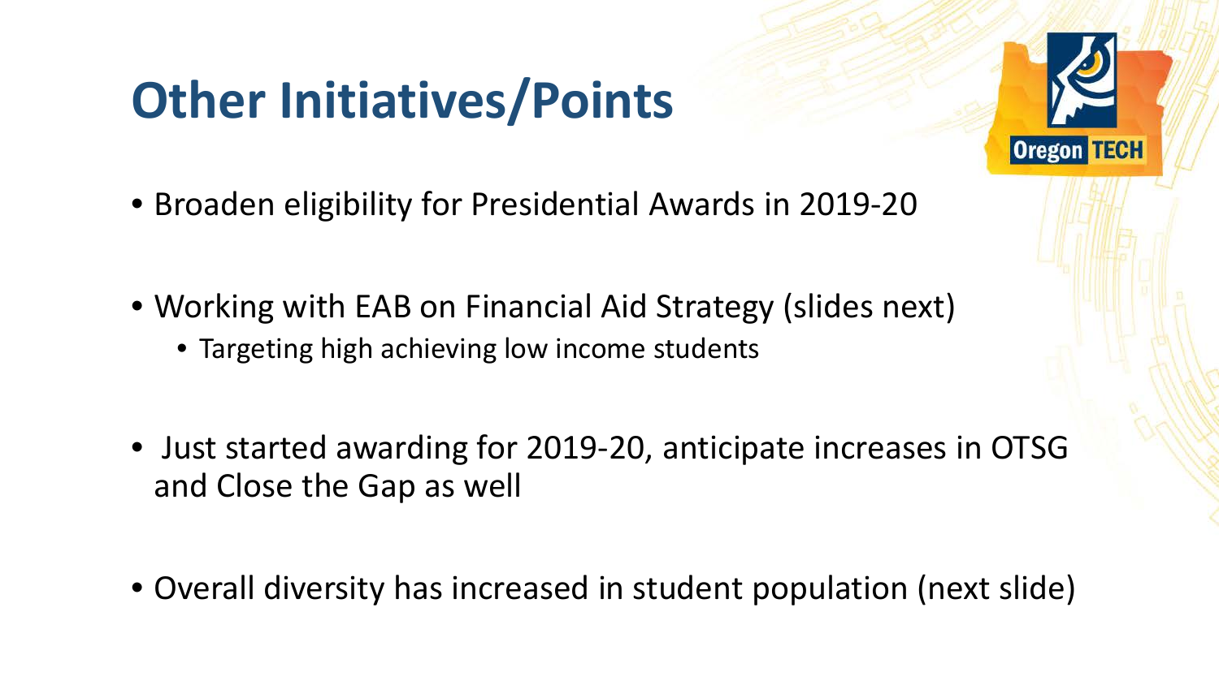# Other Initiatives/Points

- Broaden eligibility for Presidential Awards in 2019-20
- Working with EAB on Financial Aid Strategy (slides next)
  - Targeting high achieving low income students
- Just started awarding for 2019-20, anticipate increases in OTSG and Close the Gap as well
- Overall diversity has increased in student population (next slide)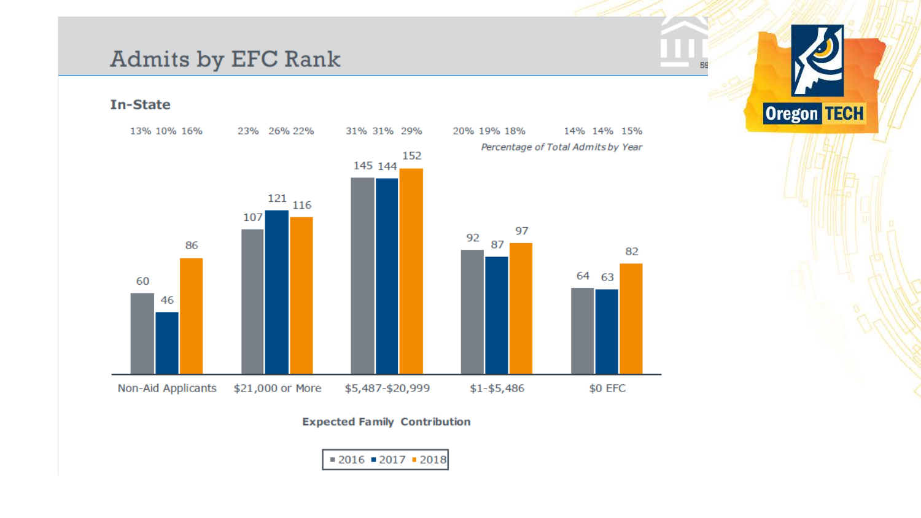# Admits by EFC Rank

## In-State

*Percentage of Total Admits by Year*

| Expected Family Contribution | 2016 | 2017 | 2018 | % 2016 | % 2017 | % 2018 |
|---|---|---|---|---|---|---|
| Non-Aid Applicants | 60 | 46 | 86 | 13% | 10% | 16% |
| $21,000 or More | 107 | 121 | 116 | 23% | 26% | 22% |
| $5,487-$20,999 | 145 | 144 | 152 | 31% | 31% | 29% |
| $1-$5,486 | 92 | 87 | 97 | 20% | 19% | 18% |
| $0 EFC | 64 | 63 | 82 | 14% | 14% | 15% |

**Expected Family Contribution**

■ 2016 ■ 2017 ■ 2018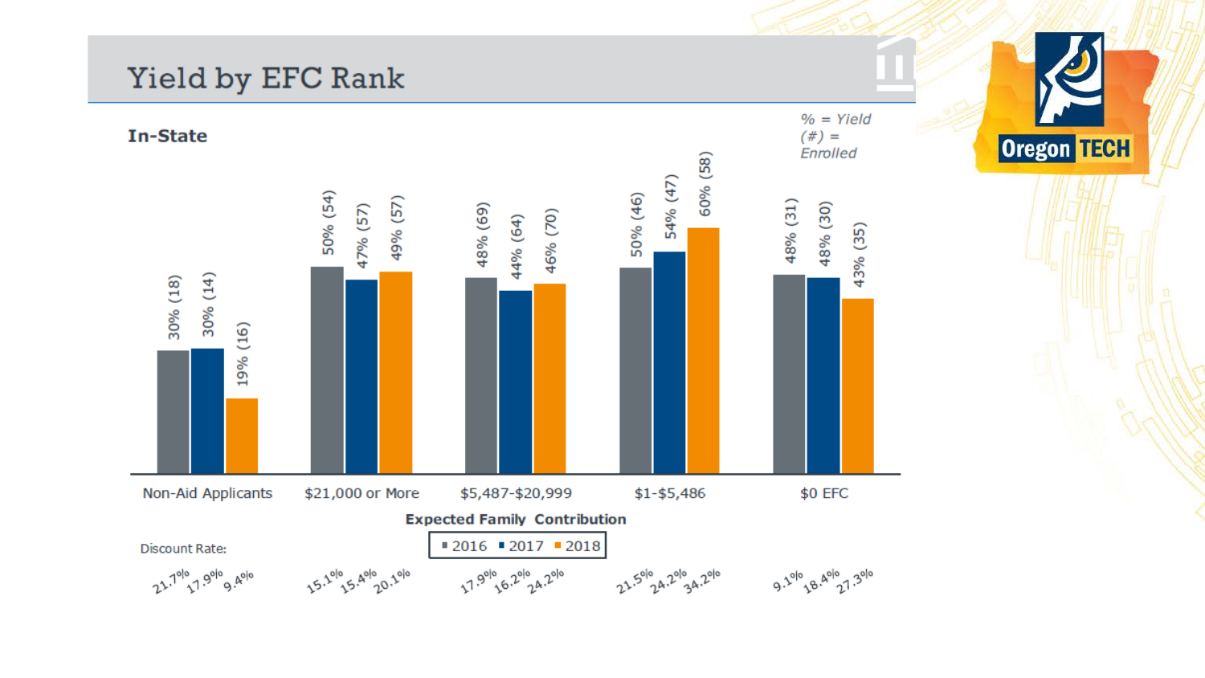# Yield by EFC Rank

**In-State**

*% = Yield*
*(#) = Enrolled*

| Expected Family Contribution | 2016 | 2017 | 2018 |
|---|---|---|---|
| Non-Aid Applicants | 30% (18) | 30% (14) | 19% (16) |
| $21,000 or More | 50% (54) | 47% (57) | 49% (57) |
| $5,487-$20,999 | 48% (69) | 44% (64) | 46% (70) |
| $1-$5,486 | 50% (46) | 54% (47) | 60% (58) |
| $0 EFC | 48% (31) | 48% (30) | 43% (35) |

Discount Rate:

| Expected Family Contribution | 2016 | 2017 | 2018 |
|---|---|---|---|
| Non-Aid Applicants | 21.7% | 17.9% | 9.4% |
| $21,000 or More | 15.1% | 15.4% | 20.1% |
| $5,487-$20,999 | 17.9% | 16.2% | 24.2% |
| $1-$5,486 | 21.5% | 24.2% | 34.2% |
| $0 EFC | 9.1% | 18.4% | 27.3% |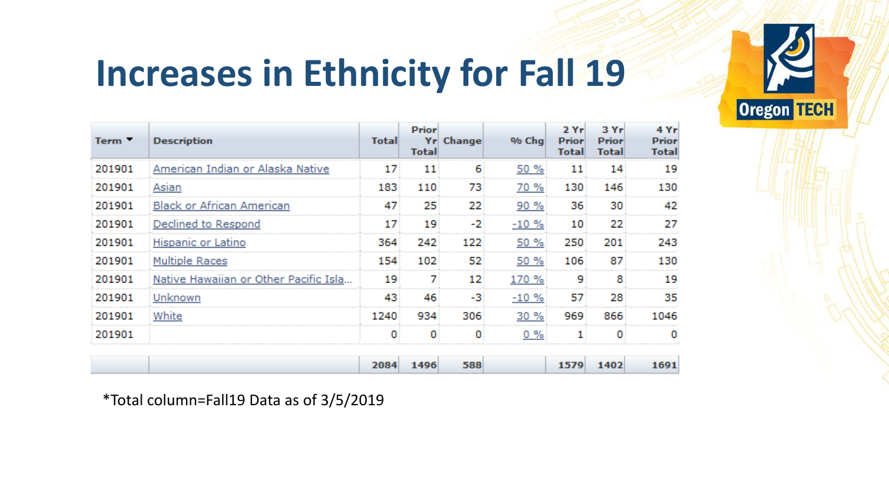# Increases in Ethnicity for Fall 19

| Term ▼ | Description | Total | Prior Yr Total | Change | % Chg | 2 Yr Prior Total | 3 Yr Prior Total | 4 Yr Prior Total |
|---|---|---|---|---|---|---|---|---|
| 201901 | American Indian or Alaska Native | 17 | 11 | 6 | 50 % | 11 | 14 | 19 |
| 201901 | Asian | 183 | 110 | 73 | 70 % | 130 | 146 | 130 |
| 201901 | Black or African American | 47 | 25 | 22 | 90 % | 36 | 30 | 42 |
| 201901 | Declined to Respond | 17 | 19 | -2 | -10 % | 10 | 22 | 27 |
| 201901 | Hispanic or Latino | 364 | 242 | 122 | 50 % | 250 | 201 | 243 |
| 201901 | Multiple Races | 154 | 102 | 52 | 50 % | 106 | 87 | 130 |
| 201901 | Native Hawaiian or Other Pacific Isla... | 19 | 7 | 12 | 170 % | 9 | 8 | 19 |
| 201901 | Unknown | 43 | 46 | -3 | -10 % | 57 | 28 | 35 |
| 201901 | White | 1240 | 934 | 306 | 30 % | 969 | 866 | 1046 |
| 201901 | | 0 | 0 | 0 | 0 % | 1 | 0 | 0 |
| | | **2084** | **1496** | **588** | | **1579** | **1402** | **1691** |

*Total column=Fall19 Data as of 3/5/2019